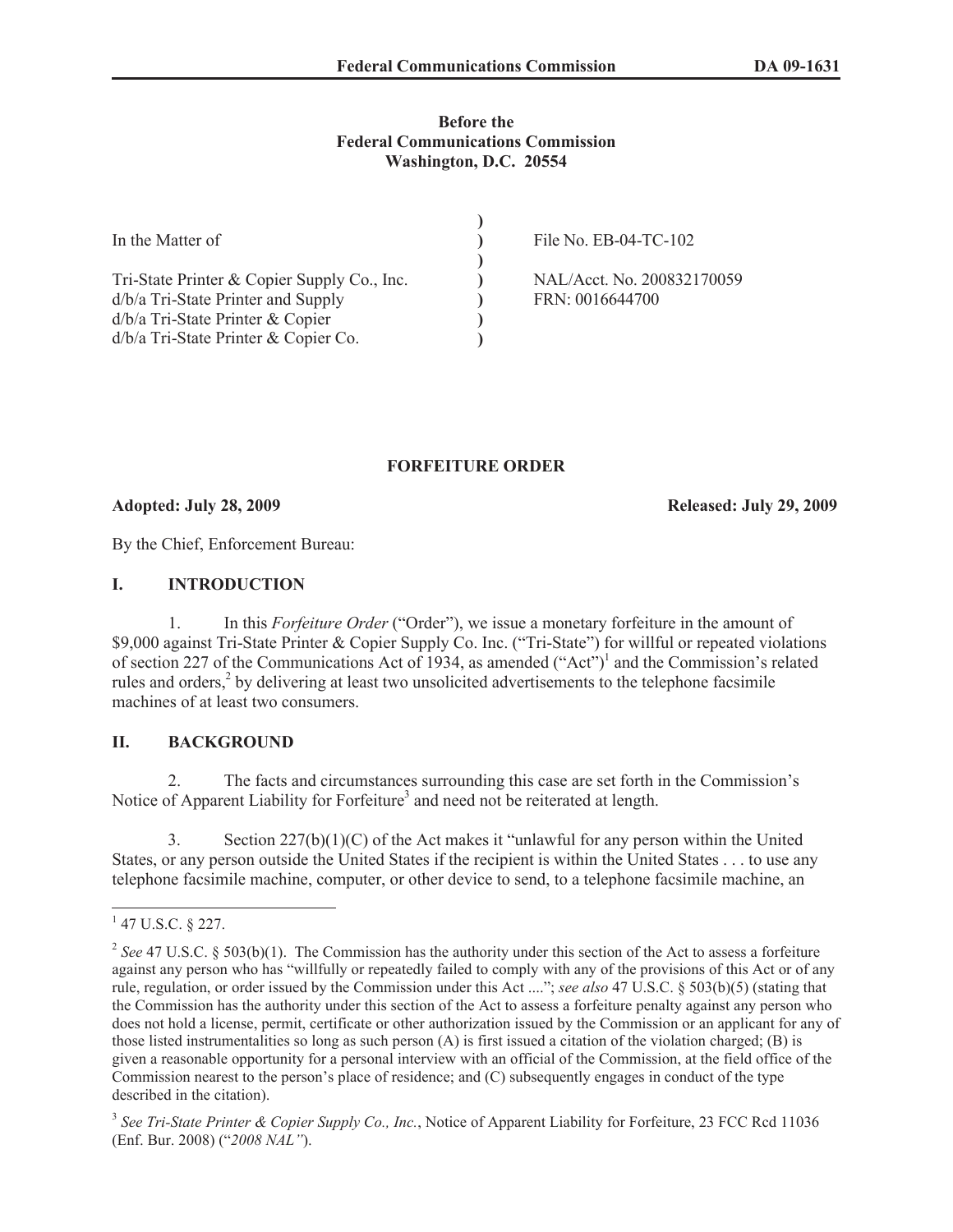**Before the**
**Federal Communications Commission**
**Washington, D.C. 20554**

| | | |
|---|---|---|
| In the Matter of | ) | File No. EB-04-TC-102 |
| | ) | |
| Tri-State Printer & Copier Supply Co., Inc. | ) | NAL/Acct. No. 200832170059 |
| d/b/a Tri-State Printer and Supply | ) | FRN: 0016644700 |
| d/b/a Tri-State Printer & Copier | ) | |
| d/b/a Tri-State Printer & Copier Co. | ) | |

**FORFEITURE ORDER**

**Adopted: July 28, 2009** **Released: July 29, 2009**

By the Chief, Enforcement Bureau:

## I. INTRODUCTION

1. In this *Forfeiture Order* ("Order"), we issue a monetary forfeiture in the amount of $9,000 against Tri-State Printer & Copier Supply Co. Inc. ("Tri-State") for willful or repeated violations of section 227 of the Communications Act of 1934, as amended ("Act")[1] and the Commission's related rules and orders,[2] by delivering at least two unsolicited advertisements to the telephone facsimile machines of at least two consumers.

## II. BACKGROUND

2. The facts and circumstances surrounding this case are set forth in the Commission's Notice of Apparent Liability for Forfeiture[3] and need not be reiterated at length.

3. Section 227(b)(1)(C) of the Act makes it "unlawful for any person within the United States, or any person outside the United States if the recipient is within the United States . . . to use any telephone facsimile machine, computer, or other device to send, to a telephone facsimile machine, an

---

[1] 47 U.S.C. § 227.

[2] *See* 47 U.S.C. § 503(b)(1). The Commission has the authority under this section of the Act to assess a forfeiture against any person who has "willfully or repeatedly failed to comply with any of the provisions of this Act or of any rule, regulation, or order issued by the Commission under this Act ...."; *see also* 47 U.S.C. § 503(b)(5) (stating that the Commission has the authority under this section of the Act to assess a forfeiture penalty against any person who does not hold a license, permit, certificate or other authorization issued by the Commission or an applicant for any of those listed instrumentalities so long as such person (A) is first issued a citation of the violation charged; (B) is given a reasonable opportunity for a personal interview with an official of the Commission, at the field office of the Commission nearest to the person's place of residence; and (C) subsequently engages in conduct of the type described in the citation).

[3] *See Tri-State Printer & Copier Supply Co., Inc.*, Notice of Apparent Liability for Forfeiture, 23 FCC Rcd 11036 (Enf. Bur. 2008) ("*2008 NAL*").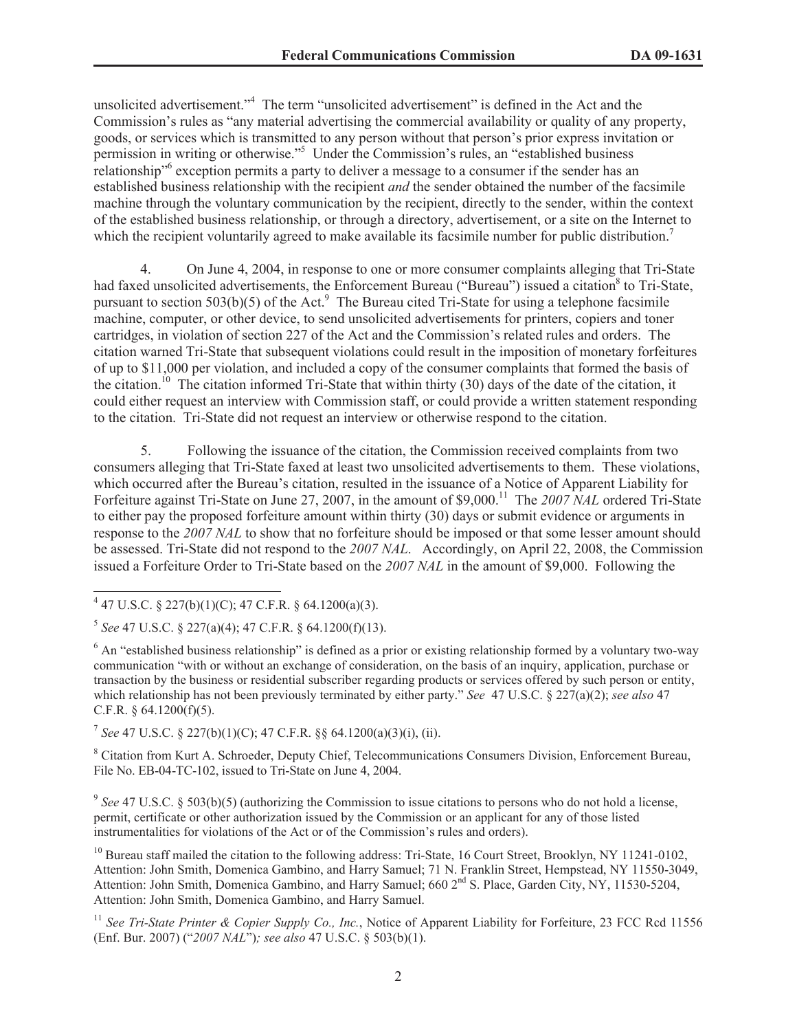unsolicited advertisement."[4] The term "unsolicited advertisement" is defined in the Act and the Commission's rules as "any material advertising the commercial availability or quality of any property, goods, or services which is transmitted to any person without that person's prior express invitation or permission in writing or otherwise."[5] Under the Commission's rules, an "established business relationship"[6] exception permits a party to deliver a message to a consumer if the sender has an established business relationship with the recipient *and* the sender obtained the number of the facsimile machine through the voluntary communication by the recipient, directly to the sender, within the context of the established business relationship, or through a directory, advertisement, or a site on the Internet to which the recipient voluntarily agreed to make available its facsimile number for public distribution.[7]

4. On June 4, 2004, in response to one or more consumer complaints alleging that Tri-State had faxed unsolicited advertisements, the Enforcement Bureau ("Bureau") issued a citation[8] to Tri-State, pursuant to section 503(b)(5) of the Act.[9] The Bureau cited Tri-State for using a telephone facsimile machine, computer, or other device, to send unsolicited advertisements for printers, copiers and toner cartridges, in violation of section 227 of the Act and the Commission's related rules and orders. The citation warned Tri-State that subsequent violations could result in the imposition of monetary forfeitures of up to $11,000 per violation, and included a copy of the consumer complaints that formed the basis of the citation.[10] The citation informed Tri-State that within thirty (30) days of the date of the citation, it could either request an interview with Commission staff, or could provide a written statement responding to the citation. Tri-State did not request an interview or otherwise respond to the citation.

5. Following the issuance of the citation, the Commission received complaints from two consumers alleging that Tri-State faxed at least two unsolicited advertisements to them. These violations, which occurred after the Bureau's citation, resulted in the issuance of a Notice of Apparent Liability for Forfeiture against Tri-State on June 27, 2007, in the amount of $9,000.[11] The *2007 NAL* ordered Tri-State to either pay the proposed forfeiture amount within thirty (30) days or submit evidence or arguments in response to the *2007 NAL* to show that no forfeiture should be imposed or that some lesser amount should be assessed. Tri-State did not respond to the *2007 NAL*. Accordingly, on April 22, 2008, the Commission issued a Forfeiture Order to Tri-State based on the *2007 NAL* in the amount of $9,000. Following the

---

[4] 47 U.S.C. § 227(b)(1)(C); 47 C.F.R. § 64.1200(a)(3).

[5] *See* 47 U.S.C. § 227(a)(4); 47 C.F.R. § 64.1200(f)(13).

[6] An "established business relationship" is defined as a prior or existing relationship formed by a voluntary two-way communication "with or without an exchange of consideration, on the basis of an inquiry, application, purchase or transaction by the business or residential subscriber regarding products or services offered by such person or entity, which relationship has not been previously terminated by either party." *See* 47 U.S.C. § 227(a)(2); *see also* 47 C.F.R. § 64.1200(f)(5).

[7] *See* 47 U.S.C. § 227(b)(1)(C); 47 C.F.R. §§ 64.1200(a)(3)(i), (ii).

[8] Citation from Kurt A. Schroeder, Deputy Chief, Telecommunications Consumers Division, Enforcement Bureau, File No. EB-04-TC-102, issued to Tri-State on June 4, 2004.

[9] *See* 47 U.S.C. § 503(b)(5) (authorizing the Commission to issue citations to persons who do not hold a license, permit, certificate or other authorization issued by the Commission or an applicant for any of those listed instrumentalities for violations of the Act or of the Commission's rules and orders).

[10] Bureau staff mailed the citation to the following address: Tri-State, 16 Court Street, Brooklyn, NY 11241-0102, Attention: John Smith, Domenica Gambino, and Harry Samuel; 71 N. Franklin Street, Hempstead, NY 11550-3049, Attention: John Smith, Domenica Gambino, and Harry Samuel; 660 2nd S. Place, Garden City, NY, 11530-5204, Attention: John Smith, Domenica Gambino, and Harry Samuel.

[11] *See Tri-State Printer & Copier Supply Co., Inc.*, Notice of Apparent Liability for Forfeiture, 23 FCC Rcd 11556 (Enf. Bur. 2007) ("*2007 NAL*")*; see also* 47 U.S.C. § 503(b)(1).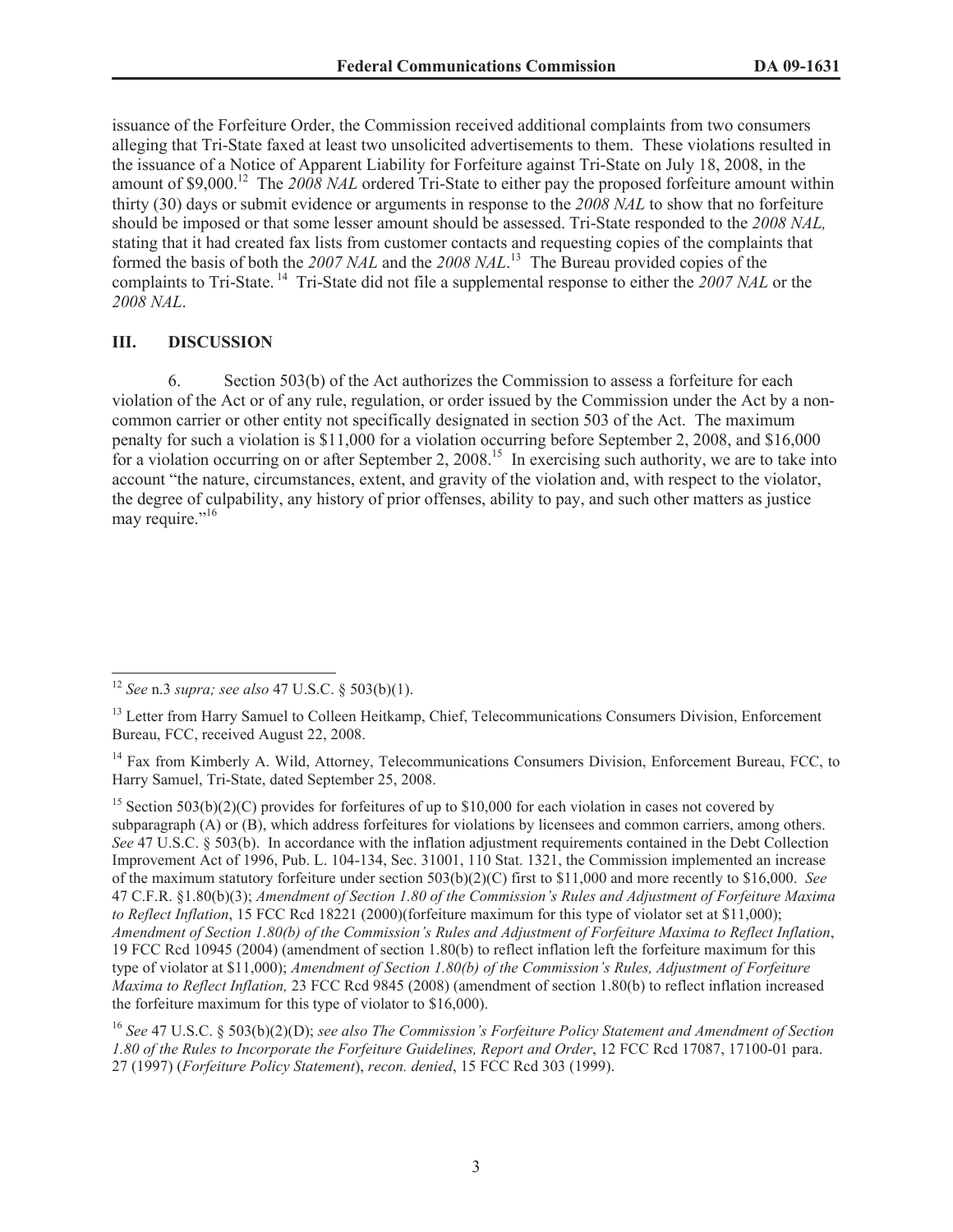issuance of the Forfeiture Order, the Commission received additional complaints from two consumers alleging that Tri-State faxed at least two unsolicited advertisements to them. These violations resulted in the issuance of a Notice of Apparent Liability for Forfeiture against Tri-State on July 18, 2008, in the amount of $9,000.[12] The *2008 NAL* ordered Tri-State to either pay the proposed forfeiture amount within thirty (30) days or submit evidence or arguments in response to the *2008 NAL* to show that no forfeiture should be imposed or that some lesser amount should be assessed. Tri-State responded to the *2008 NAL,* stating that it had created fax lists from customer contacts and requesting copies of the complaints that formed the basis of both the *2007 NAL* and the *2008 NAL*.[13] The Bureau provided copies of the complaints to Tri-State.[14] Tri-State did not file a supplemental response to either the *2007 NAL* or the *2008 NAL*.

## III. DISCUSSION

6. Section 503(b) of the Act authorizes the Commission to assess a forfeiture for each violation of the Act or of any rule, regulation, or order issued by the Commission under the Act by a non-common carrier or other entity not specifically designated in section 503 of the Act. The maximum penalty for such a violation is $11,000 for a violation occurring before September 2, 2008, and $16,000 for a violation occurring on or after September 2, 2008.[15] In exercising such authority, we are to take into account "the nature, circumstances, extent, and gravity of the violation and, with respect to the violator, the degree of culpability, any history of prior offenses, ability to pay, and such other matters as justice may require."[16]

---

[12] *See* n.3 *supra; see also* 47 U.S.C. § 503(b)(1).

[13] Letter from Harry Samuel to Colleen Heitkamp, Chief, Telecommunications Consumers Division, Enforcement Bureau, FCC, received August 22, 2008.

[14] Fax from Kimberly A. Wild, Attorney, Telecommunications Consumers Division, Enforcement Bureau, FCC, to Harry Samuel, Tri-State, dated September 25, 2008.

[15] Section 503(b)(2)(C) provides for forfeitures of up to $10,000 for each violation in cases not covered by subparagraph (A) or (B), which address forfeitures for violations by licensees and common carriers, among others. *See* 47 U.S.C. § 503(b). In accordance with the inflation adjustment requirements contained in the Debt Collection Improvement Act of 1996, Pub. L. 104-134, Sec. 31001, 110 Stat. 1321, the Commission implemented an increase of the maximum statutory forfeiture under section 503(b)(2)(C) first to $11,000 and more recently to $16,000. *See* 47 C.F.R. §1.80(b)(3); *Amendment of Section 1.80 of the Commission's Rules and Adjustment of Forfeiture Maxima to Reflect Inflation*, 15 FCC Rcd 18221 (2000)(forfeiture maximum for this type of violator set at $11,000); *Amendment of Section 1.80(b) of the Commission's Rules and Adjustment of Forfeiture Maxima to Reflect Inflation*, 19 FCC Rcd 10945 (2004) (amendment of section 1.80(b) to reflect inflation left the forfeiture maximum for this type of violator at $11,000); *Amendment of Section 1.80(b) of the Commission's Rules, Adjustment of Forfeiture Maxima to Reflect Inflation,* 23 FCC Rcd 9845 (2008) (amendment of section 1.80(b) to reflect inflation increased the forfeiture maximum for this type of violator to $16,000).

[16] *See* 47 U.S.C. § 503(b)(2)(D); *see also The Commission's Forfeiture Policy Statement and Amendment of Section 1.80 of the Rules to Incorporate the Forfeiture Guidelines, Report and Order*, 12 FCC Rcd 17087, 17100-01 para. 27 (1997) (*Forfeiture Policy Statement*), *recon. denied*, 15 FCC Rcd 303 (1999).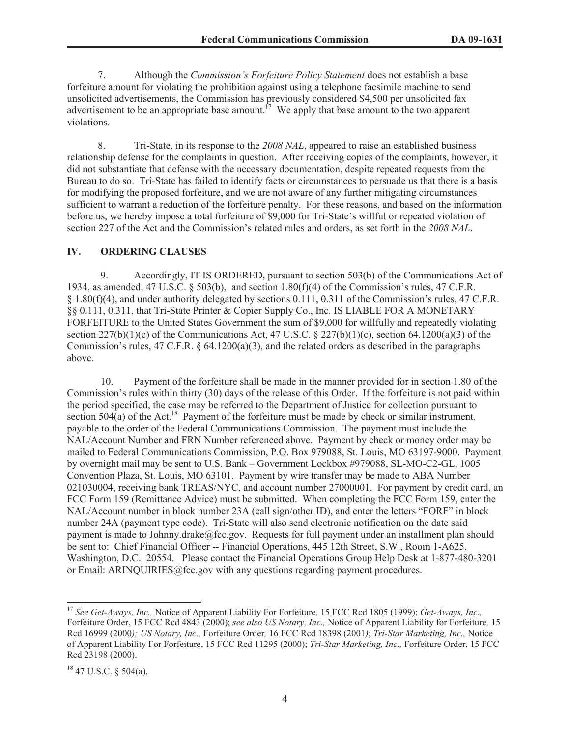7. Although the *Commission's Forfeiture Policy Statement* does not establish a base forfeiture amount for violating the prohibition against using a telephone facsimile machine to send unsolicited advertisements, the Commission has previously considered $4,500 per unsolicited fax advertisement to be an appropriate base amount.[17] We apply that base amount to the two apparent violations.

8. Tri-State, in its response to the *2008 NAL*, appeared to raise an established business relationship defense for the complaints in question. After receiving copies of the complaints, however, it did not substantiate that defense with the necessary documentation, despite repeated requests from the Bureau to do so. Tri-State has failed to identify facts or circumstances to persuade us that there is a basis for modifying the proposed forfeiture, and we are not aware of any further mitigating circumstances sufficient to warrant a reduction of the forfeiture penalty. For these reasons, and based on the information before us, we hereby impose a total forfeiture of $9,000 for Tri-State's willful or repeated violation of section 227 of the Act and the Commission's related rules and orders, as set forth in the *2008 NAL*.

## IV. ORDERING CLAUSES

9. Accordingly, IT IS ORDERED, pursuant to section 503(b) of the Communications Act of 1934, as amended, 47 U.S.C. § 503(b), and section 1.80(f)(4) of the Commission's rules, 47 C.F.R. § 1.80(f)(4), and under authority delegated by sections 0.111, 0.311 of the Commission's rules, 47 C.F.R. §§ 0.111, 0.311, that Tri-State Printer & Copier Supply Co., Inc. IS LIABLE FOR A MONETARY FORFEITURE to the United States Government the sum of $9,000 for willfully and repeatedly violating section 227(b)(1)(c) of the Communications Act, 47 U.S.C. § 227(b)(1)(c), section 64.1200(a)(3) of the Commission's rules, 47 C.F.R. § 64.1200(a)(3), and the related orders as described in the paragraphs above.

10. Payment of the forfeiture shall be made in the manner provided for in section 1.80 of the Commission's rules within thirty (30) days of the release of this Order. If the forfeiture is not paid within the period specified, the case may be referred to the Department of Justice for collection pursuant to section 504(a) of the Act.[18] Payment of the forfeiture must be made by check or similar instrument, payable to the order of the Federal Communications Commission. The payment must include the NAL/Account Number and FRN Number referenced above. Payment by check or money order may be mailed to Federal Communications Commission, P.O. Box 979088, St. Louis, MO 63197-9000. Payment by overnight mail may be sent to U.S. Bank – Government Lockbox #979088, SL-MO-C2-GL, 1005 Convention Plaza, St. Louis, MO 63101. Payment by wire transfer may be made to ABA Number 021030004, receiving bank TREAS/NYC, and account number 27000001. For payment by credit card, an FCC Form 159 (Remittance Advice) must be submitted. When completing the FCC Form 159, enter the NAL/Account number in block number 23A (call sign/other ID), and enter the letters "FORF" in block number 24A (payment type code). Tri-State will also send electronic notification on the date said payment is made to Johnny.drake@fcc.gov. Requests for full payment under an installment plan should be sent to: Chief Financial Officer -- Financial Operations, 445 12th Street, S.W., Room 1-A625, Washington, D.C. 20554. Please contact the Financial Operations Group Help Desk at 1-877-480-3201 or Email: ARINQUIRIES@fcc.gov with any questions regarding payment procedures.

---

[17] *See Get-Aways, Inc.,* Notice of Apparent Liability For Forfeiture*,* 15 FCC Rcd 1805 (1999); *Get-Aways, Inc.,* Forfeiture Order, 15 FCC Rcd 4843 (2000); *see also US Notary, Inc.,* Notice of Apparent Liability for Forfeiture*,* 15 Rcd 16999 (2000*); US Notary, Inc.,* Forfeiture Order*,* 16 FCC Rcd 18398 (2001*)*; *Tri-Star Marketing, Inc.,* Notice of Apparent Liability For Forfeiture, 15 FCC Rcd 11295 (2000); *Tri-Star Marketing, Inc.,* Forfeiture Order, 15 FCC Rcd 23198 (2000).

[18] 47 U.S.C. § 504(a).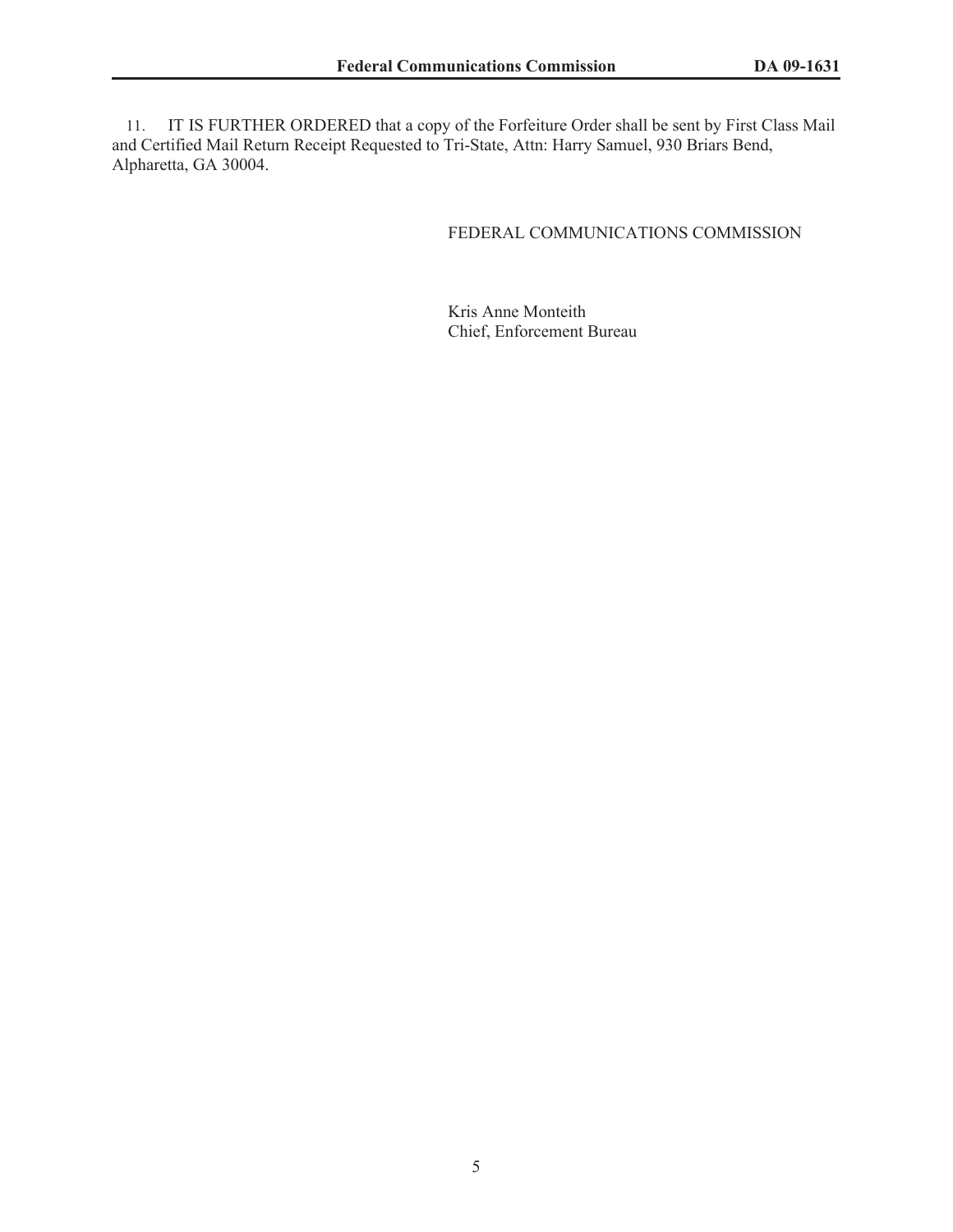11. IT IS FURTHER ORDERED that a copy of the Forfeiture Order shall be sent by First Class Mail and Certified Mail Return Receipt Requested to Tri-State, Attn: Harry Samuel, 930 Briars Bend, Alpharetta, GA 30004.

FEDERAL COMMUNICATIONS COMMISSION

Kris Anne Monteith
Chief, Enforcement Bureau